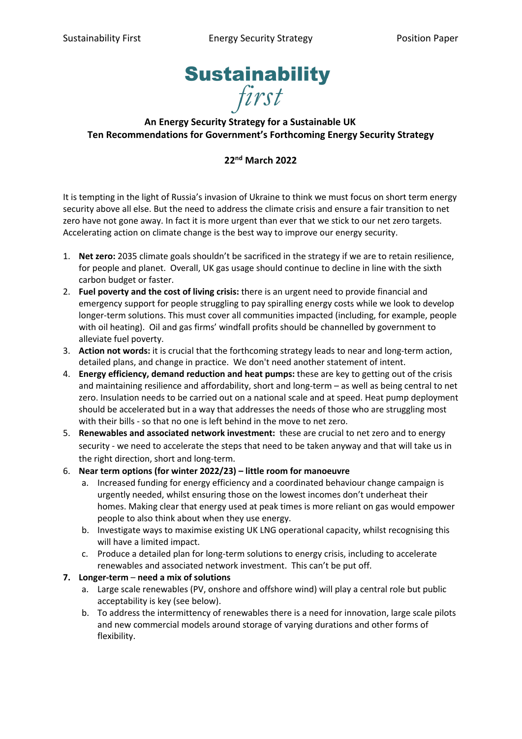# Sustainability *first*

## An Energy Security Strategy for a Sustainable UK
## Ten Recommendations for Government's Forthcoming Energy Security Strategy

**22nd March 2022**

It is tempting in the light of Russia's invasion of Ukraine to think we must focus on short term energy security above all else. But the need to address the climate crisis and ensure a fair transition to net zero have not gone away. In fact it is more urgent than ever that we stick to our net zero targets. Accelerating action on climate change is the best way to improve our energy security.

1. **Net zero:** 2035 climate goals shouldn't be sacrificed in the strategy if we are to retain resilience, for people and planet. Overall, UK gas usage should continue to decline in line with the sixth carbon budget or faster.
2. **Fuel poverty and the cost of living crisis:** there is an urgent need to provide financial and emergency support for people struggling to pay spiralling energy costs while we look to develop longer-term solutions. This must cover all communities impacted (including, for example, people with oil heating). Oil and gas firms' windfall profits should be channelled by government to alleviate fuel poverty.
3. **Action not words:** it is crucial that the forthcoming strategy leads to near and long-term action, detailed plans, and change in practice. We don't need another statement of intent.
4. **Energy efficiency, demand reduction and heat pumps:** these are key to getting out of the crisis and maintaining resilience and affordability, short and long-term – as well as being central to net zero. Insulation needs to be carried out on a national scale and at speed. Heat pump deployment should be accelerated but in a way that addresses the needs of those who are struggling most with their bills - so that no one is left behind in the move to net zero.
5. **Renewables and associated network investment:** these are crucial to net zero and to energy security - we need to accelerate the steps that need to be taken anyway and that will take us in the right direction, short and long-term.
6. **Near term options (for winter 2022/23) – little room for manoeuvre**
   a. Increased funding for energy efficiency and a coordinated behaviour change campaign is urgently needed, whilst ensuring those on the lowest incomes don't underheat their homes. Making clear that energy used at peak times is more reliant on gas would empower people to also think about when they use energy.
   b. Investigate ways to maximise existing UK LNG operational capacity, whilst recognising this will have a limited impact.
   c. Produce a detailed plan for long-term solutions to energy crisis, including to accelerate renewables and associated network investment. This can't be put off.
7. **Longer-term – need a mix of solutions**
   a. Large scale renewables (PV, onshore and offshore wind) will play a central role but public acceptability is key (see below).
   b. To address the intermittency of renewables there is a need for innovation, large scale pilots and new commercial models around storage of varying durations and other forms of flexibility.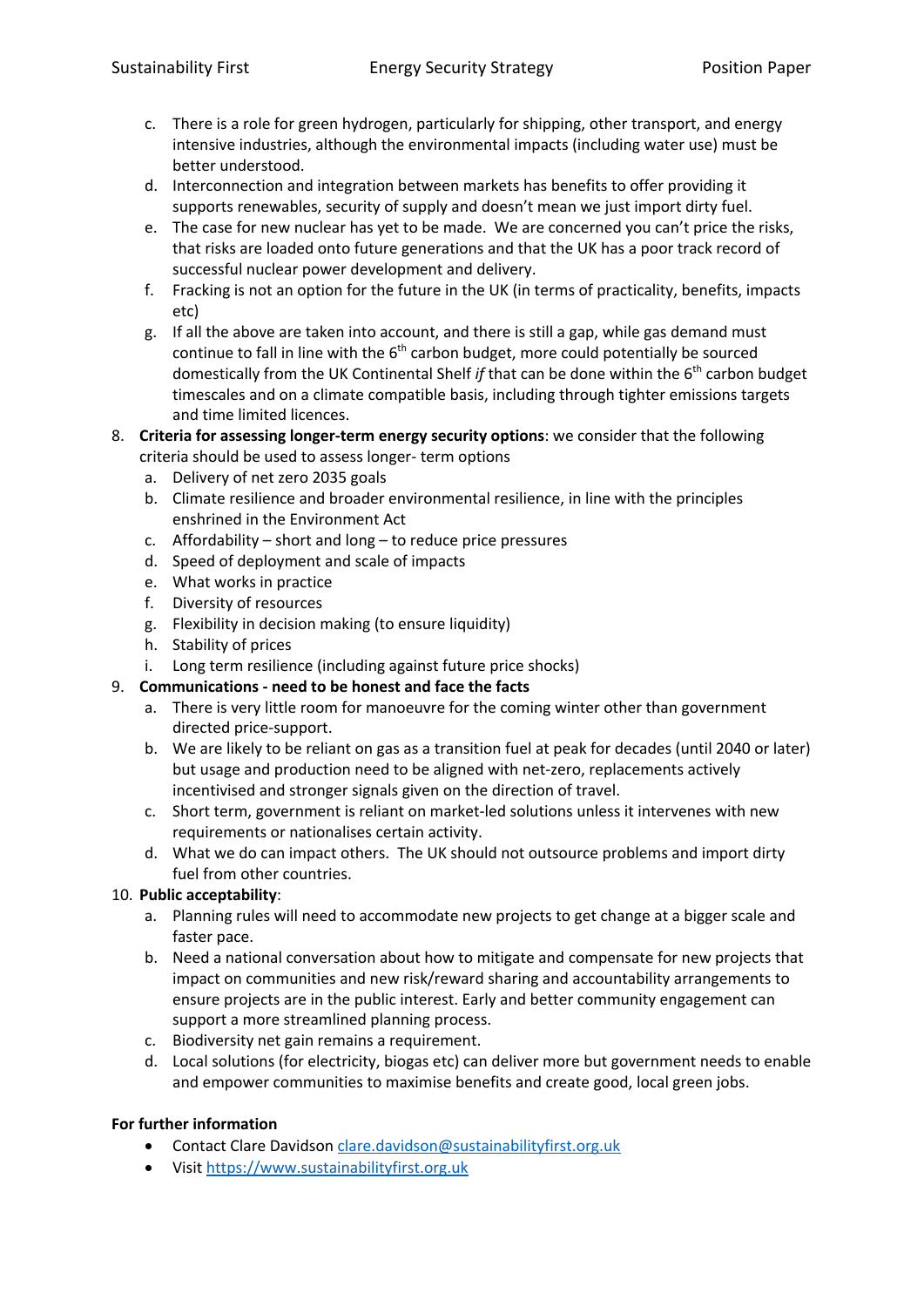c. There is a role for green hydrogen, particularly for shipping, other transport, and energy intensive industries, although the environmental impacts (including water use) must be better understood.
d. Interconnection and integration between markets has benefits to offer providing it supports renewables, security of supply and doesn't mean we just import dirty fuel.
e. The case for new nuclear has yet to be made. We are concerned you can't price the risks, that risks are loaded onto future generations and that the UK has a poor track record of successful nuclear power development and delivery.
f. Fracking is not an option for the future in the UK (in terms of practicality, benefits, impacts etc)
g. If all the above are taken into account, and there is still a gap, while gas demand must continue to fall in line with the 6th carbon budget, more could potentially be sourced domestically from the UK Continental Shelf *if* that can be done within the 6th carbon budget timescales and on a climate compatible basis, including through tighter emissions targets and time limited licences.

8. **Criteria for assessing longer-term energy security options**: we consider that the following criteria should be used to assess longer- term options
   a. Delivery of net zero 2035 goals
   b. Climate resilience and broader environmental resilience, in line with the principles enshrined in the Environment Act
   c. Affordability – short and long – to reduce price pressures
   d. Speed of deployment and scale of impacts
   e. What works in practice
   f. Diversity of resources
   g. Flexibility in decision making (to ensure liquidity)
   h. Stability of prices
   i. Long term resilience (including against future price shocks)
9. **Communications - need to be honest and face the facts**
   a. There is very little room for manoeuvre for the coming winter other than government directed price-support.
   b. We are likely to be reliant on gas as a transition fuel at peak for decades (until 2040 or later) but usage and production need to be aligned with net-zero, replacements actively incentivised and stronger signals given on the direction of travel.
   c. Short term, government is reliant on market-led solutions unless it intervenes with new requirements or nationalises certain activity.
   d. What we do can impact others. The UK should not outsource problems and import dirty fuel from other countries.
10. **Public acceptability**:
    a. Planning rules will need to accommodate new projects to get change at a bigger scale and faster pace.
    b. Need a national conversation about how to mitigate and compensate for new projects that impact on communities and new risk/reward sharing and accountability arrangements to ensure projects are in the public interest. Early and better community engagement can support a more streamlined planning process.
    c. Biodiversity net gain remains a requirement.
    d. Local solutions (for electricity, biogas etc) can deliver more but government needs to enable and empower communities to maximise benefits and create good, local green jobs.

**For further information**

- Contact Clare Davidson [clare.davidson@sustainabilityfirst.org.uk](mailto:clare.davidson@sustainabilityfirst.org.uk)
- Visit [https://www.sustainabilityfirst.org.uk](https://www.sustainabilityfirst.org.uk)